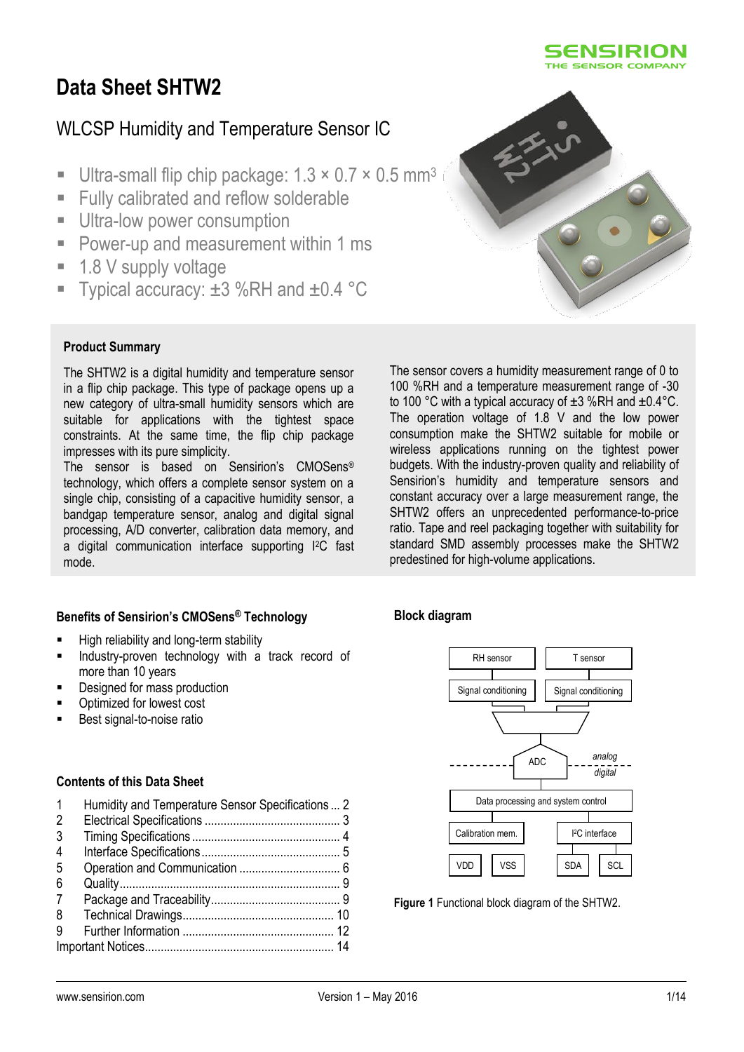# Data Sheet SHTW2

## WLCSP Humidity and Temperature Sensor IC

- Ultra-small flip chip package: 1.3 × 0.7 × 0.5 mm³
- Fully calibrated and reflow solderable
- Ultra-low power consumption
- Power-up and measurement within 1 ms
- 1.8 V supply voltage
- Typical accuracy: ±3 %RH and ±0.4 °C

### Product Summary

The SHTW2 is a digital humidity and temperature sensor in a flip chip package. This type of package opens up a new category of ultra-small humidity sensors which are suitable for applications with the tightest space constraints. At the same time, the flip chip package impresses with its pure simplicity.
The sensor is based on Sensirion's CMOSens® technology, which offers a complete sensor system on a single chip, consisting of a capacitive humidity sensor, a bandgap temperature sensor, analog and digital signal processing, A/D converter, calibration data memory, and a digital communication interface supporting I²C fast mode.

The sensor covers a humidity measurement range of 0 to 100 %RH and a temperature measurement range of -30 to 100 °C with a typical accuracy of ±3 %RH and ±0.4°C. The operation voltage of 1.8 V and the low power consumption make the SHTW2 suitable for mobile or wireless applications running on the tightest power budgets. With the industry-proven quality and reliability of Sensirion's humidity and temperature sensors and constant accuracy over a large measurement range, the SHTW2 offers an unprecedented performance-to-price ratio. Tape and reel packaging together with suitability for standard SMD assembly processes make the SHTW2 predestined for high-volume applications.

### Benefits of Sensirion's CMOSens® Technology

- High reliability and long-term stability
- Industry-proven technology with a track record of more than 10 years
- Designed for mass production
- Optimized for lowest cost
- Best signal-to-noise ratio

### Contents of this Data Sheet

1 Humidity and Temperature Sensor Specifications ... 2
2 Electrical Specifications ... 3
3 Timing Specifications ... 4
4 Interface Specifications ... 5
5 Operation and Communication ... 6
6 Quality ... 9
7 Package and Traceability ... 9
8 Technical Drawings ... 10
9 Further Information ... 12
Important Notices ... 14

### Block diagram

RH sensor | T sensor
Signal conditioning | Signal conditioning
ADC (analog / digital)
Data processing and system control
Calibration mem. | I²C interface
VDD | VSS | SDA | SCL

**Figure 1** Functional block diagram of the SHTW2.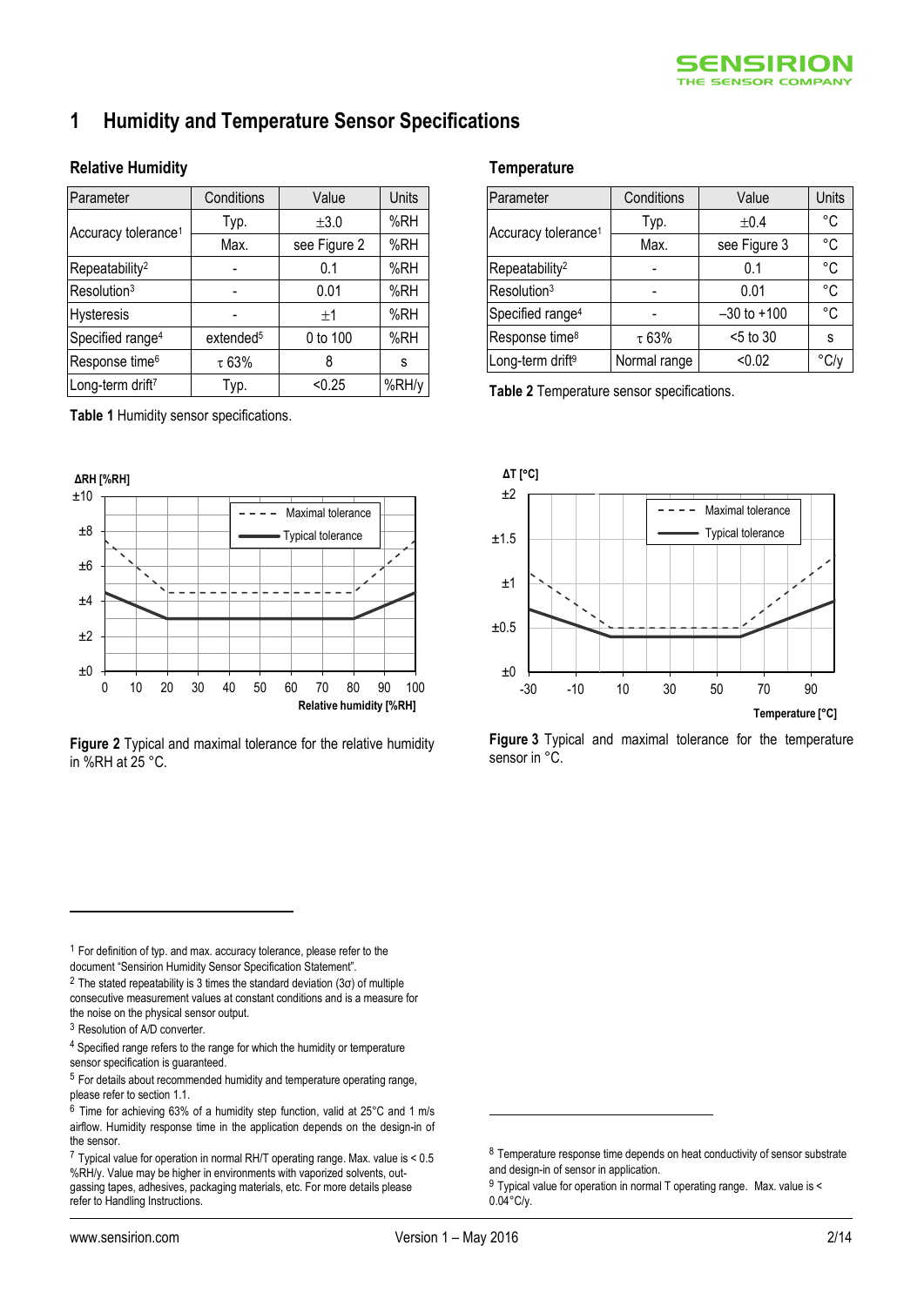# 1 Humidity and Temperature Sensor Specifications

### Relative Humidity

| Parameter | Conditions | Value | Units |
|---|---|---|---|
| Accuracy tolerance[1] | Typ. | ±3.0 | %RH |
| | Max. | see Figure 2 | %RH |
| Repeatability[2] | - | 0.1 | %RH |
| Resolution[3] | - | 0.01 | %RH |
| Hysteresis | - | ±1 | %RH |
| Specified range[4] | extended[5] | 0 to 100 | %RH |
| Response time[6] | τ 63% | 8 | s |
| Long-term drift[7] | Typ. | <0.25 | %RH/y |

**Table 1** Humidity sensor specifications.

### Temperature

| Parameter | Conditions | Value | Units |
|---|---|---|---|
| Accuracy tolerance[1] | Typ. | ±0.4 | °C |
| | Max. | see Figure 3 | °C |
| Repeatability[2] | - | 0.1 | °C |
| Resolution[3] | - | 0.01 | °C |
| Specified range[4] | - | –30 to +100 | °C |
| Response time[8] | τ 63% | <5 to 30 | s |
| Long-term drift[9] | Normal range | <0.02 | °C/y |

**Table 2** Temperature sensor specifications.

**Figure 2** Typical and maximal tolerance for the relative humidity in %RH at 25 °C.

**Figure 3** Typical and maximal tolerance for the temperature sensor in °C.

---

[1] For definition of typ. and max. accuracy tolerance, please refer to the document "Sensirion Humidity Sensor Specification Statement".

[2] The stated repeatability is 3 times the standard deviation (3σ) of multiple consecutive measurement values at constant conditions and is a measure for the noise on the physical sensor output.

[3] Resolution of A/D converter.

[4] Specified range refers to the range for which the humidity or temperature sensor specification is guaranteed.

[5] For details about recommended humidity and temperature operating range, please refer to section 1.1.

[6] Time for achieving 63% of a humidity step function, valid at 25°C and 1 m/s airflow. Humidity response time in the application depends on the design-in of the sensor.

[7] Typical value for operation in normal RH/T operating range. Max. value is < 0.5 %RH/y. Value may be higher in environments with vaporized solvents, out-gassing tapes, adhesives, packaging materials, etc. For more details please refer to Handling Instructions.

[8] Temperature response time depends on heat conductivity of sensor substrate and design-in of sensor in application.

[9] Typical value for operation in normal T operating range. Max. value is < 0.04°C/y.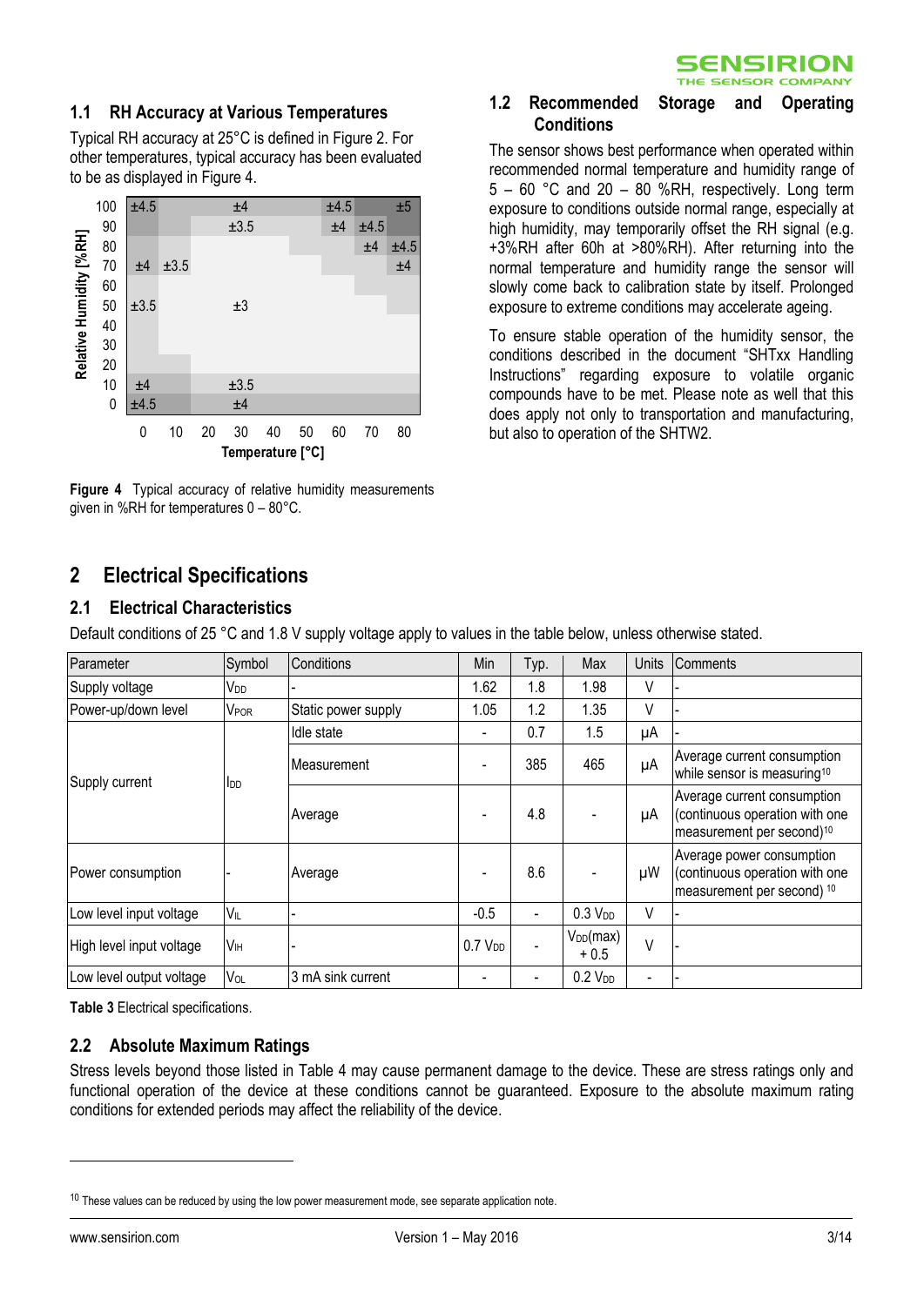## 1.1 RH Accuracy at Various Temperatures

Typical RH accuracy at 25°C is defined in Figure 2. For other temperatures, typical accuracy has been evaluated to be as displayed in Figure 4.

| Relative Humidity [%RH] | 0 | 10 | 20 | 30 | 40 | 50 | 60 | 70 | 80 |
|---|---|---|---|---|---|---|---|---|---|
| 100 | ±4.5 | | | ±4 | | | ±4.5 | | ±5 |
| 90 | | | | ±3.5 | | | ±4 | ±4.5 | |
| 80 | | | | | | | | ±4 | ±4.5 |
| 70 | ±4 | ±3.5 | | | | | | | ±4 |
| 60 | | | | | | | | | |
| 50 | ±3.5 | | | ±3 | | | | | |
| 40 | | | | | | | | | |
| 30 | | | | | | | | | |
| 20 | | | | | | | | | |
| 10 | ±4 | | | ±3.5 | | | | | |
| 0 | ±4.5 | | | ±4 | | | | | |

Temperature [°C]

**Figure 4** Typical accuracy of relative humidity measurements given in %RH for temperatures 0 – 80°C.

## 1.2 Recommended Storage and Operating Conditions

The sensor shows best performance when operated within recommended normal temperature and humidity range of 5 – 60 °C and 20 – 80 %RH, respectively. Long term exposure to conditions outside normal range, especially at high humidity, may temporarily offset the RH signal (e.g. +3%RH after 60h at >80%RH). After returning into the normal temperature and humidity range the sensor will slowly come back to calibration state by itself. Prolonged exposure to extreme conditions may accelerate ageing.

To ensure stable operation of the humidity sensor, the conditions described in the document "SHTxx Handling Instructions" regarding exposure to volatile organic compounds have to be met. Please note as well that this does apply not only to transportation and manufacturing, but also to operation of the SHTW2.

# 2 Electrical Specifications

## 2.1 Electrical Characteristics

Default conditions of 25 °C and 1.8 V supply voltage apply to values in the table below, unless otherwise stated.

| Parameter | Symbol | Conditions | Min | Typ. | Max | Units | Comments |
|---|---|---|---|---|---|---|---|
| Supply voltage | $V_{DD}$ | - | 1.62 | 1.8 | 1.98 | V | - |
| Power-up/down level | $V_{POR}$ | Static power supply | 1.05 | 1.2 | 1.35 | V | - |
| Supply current | $I_{DD}$ | Idle state | - | 0.7 | 1.5 | µA | - |
| | | Measurement | - | 385 | 465 | µA | Average current consumption while sensor is measuring[10] |
| | | Average | - | 4.8 | - | µA | Average current consumption (continuous operation with one measurement per second)[10] |
| Power consumption | - | Average | - | 8.6 | - | µW | Average power consumption (continuous operation with one measurement per second)[10] |
| Low level input voltage | $V_{IL}$ | - | -0.5 | - | 0.3 $V_{DD}$ | V | - |
| High level input voltage | $V_{IH}$ | - | 0.7 $V_{DD}$ | - | $V_{DD}$(max) + 0.5 | V | - |
| Low level output voltage | $V_{OL}$ | 3 mA sink current | - | - | 0.2 $V_{DD}$ | - | - |

**Table 3** Electrical specifications.

## 2.2 Absolute Maximum Ratings

Stress levels beyond those listed in Table 4 may cause permanent damage to the device. These are stress ratings only and functional operation of the device at these conditions cannot be guaranteed. Exposure to the absolute maximum rating conditions for extended periods may affect the reliability of the device.

---

[10] These values can be reduced by using the low power measurement mode, see separate application note.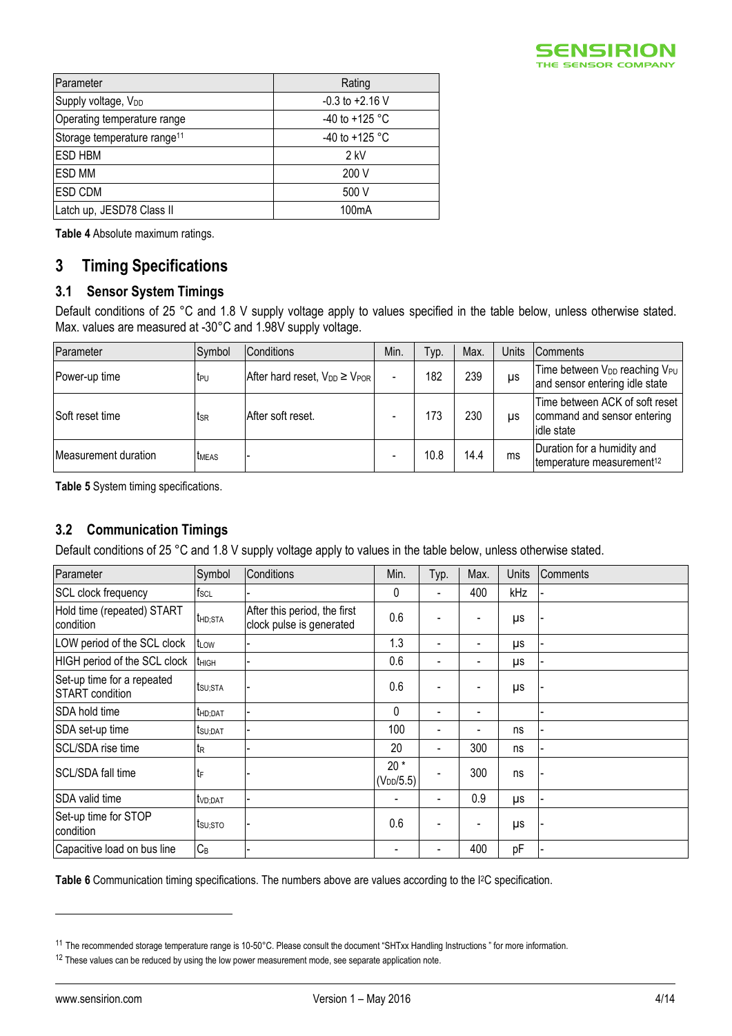| Parameter | Rating |
|---|---|
| Supply voltage, $V_{DD}$ | -0.3 to +2.16 V |
| Operating temperature range | -40 to +125 °C |
| Storage temperature range[11] | -40 to +125 °C |
| ESD HBM | 2 kV |
| ESD MM | 200 V |
| ESD CDM | 500 V |
| Latch up, JESD78 Class II | 100mA |

**Table 4** Absolute maximum ratings.

# 3 Timing Specifications

## 3.1 Sensor System Timings

Default conditions of 25 °C and 1.8 V supply voltage apply to values specified in the table below, unless otherwise stated. Max. values are measured at -30°C and 1.98V supply voltage.

| Parameter | Symbol | Conditions | Min. | Typ. | Max. | Units | Comments |
|---|---|---|---|---|---|---|---|
| Power-up time | $t_{PU}$ | After hard reset, $V_{DD} \geq V_{POR}$ | - | 182 | 239 | µs | Time between $V_{DD}$ reaching $V_{PU}$ and sensor entering idle state |
| Soft reset time | $t_{SR}$ | After soft reset. | - | 173 | 230 | µs | Time between ACK of soft reset command and sensor entering idle state |
| Measurement duration | $t_{MEAS}$ | - | - | 10.8 | 14.4 | ms | Duration for a humidity and temperature measurement[12] |

**Table 5** System timing specifications.

## 3.2 Communication Timings

Default conditions of 25 °C and 1.8 V supply voltage apply to values in the table below, unless otherwise stated.

| Parameter | Symbol | Conditions | Min. | Typ. | Max. | Units | Comments |
|---|---|---|---|---|---|---|---|
| SCL clock frequency | $f_{SCL}$ | - | 0 | - | 400 | kHz | - |
| Hold time (repeated) START condition | $t_{HD;STA}$ | After this period, the first clock pulse is generated | 0.6 | - | - | µs | - |
| LOW period of the SCL clock | $t_{LOW}$ | - | 1.3 | - | - | µs | - |
| HIGH period of the SCL clock | $t_{HIGH}$ | - | 0.6 | - | - | µs | - |
| Set-up time for a repeated START condition | $t_{SU;STA}$ | - | 0.6 | - | - | µs | - |
| SDA hold time | $t_{HD;DAT}$ | - | 0 | - | - | | - |
| SDA set-up time | $t_{SU;DAT}$ | - | 100 | - | - | ns | - |
| SCL/SDA rise time | $t_R$ | - | 20 | - | 300 | ns | - |
| SCL/SDA fall time | $t_F$ | - | 20 * ($V_{DD}$/5.5) | - | 300 | ns | - |
| SDA valid time | $t_{VD;DAT}$ | - | - | - | 0.9 | µs | - |
| Set-up time for STOP condition | $t_{SU;STO}$ | - | 0.6 | - | - | µs | - |
| Capacitive load on bus line | $C_B$ | - | - | - | 400 | pF | - |

**Table 6** Communication timing specifications. The numbers above are values according to the I²C specification.

---

[11] The recommended storage temperature range is 10-50°C. Please consult the document "SHTxx Handling Instructions " for more information.

[12] These values can be reduced by using the low power measurement mode, see separate application note.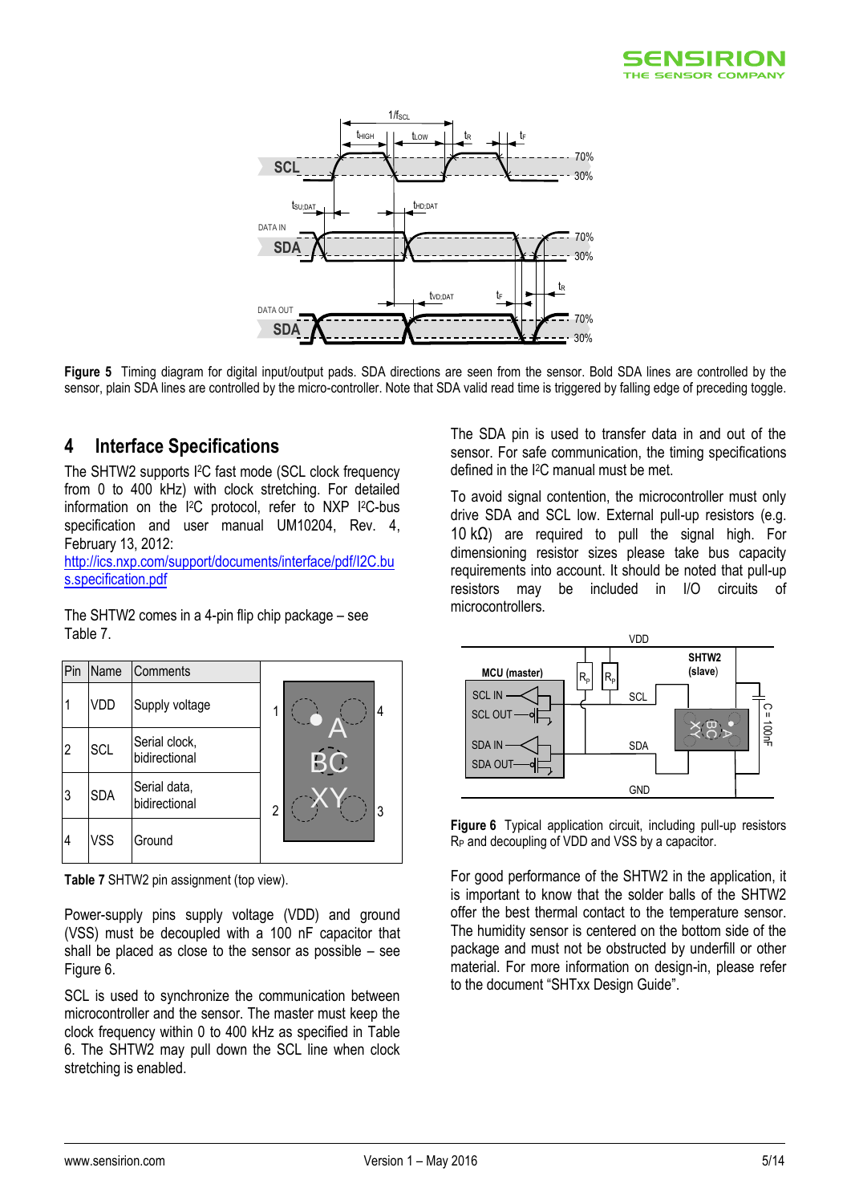**Figure 5** Timing diagram for digital input/output pads. SDA directions are seen from the sensor. Bold SDA lines are controlled by the sensor, plain SDA lines are controlled by the micro-controller. Note that SDA valid read time is triggered by falling edge of preceding toggle.

## 4 Interface Specifications

The SHTW2 supports I²C fast mode (SCL clock frequency from 0 to 400 kHz) with clock stretching. For detailed information on the I²C protocol, refer to NXP I²C-bus specification and user manual UM10204, Rev. 4, February 13, 2012:
http://ics.nxp.com/support/documents/interface/pdf/I2C.bus.specification.pdf

The SHTW2 comes in a 4-pin flip chip package – see Table 7.

| Pin | Name | Comments |
|---|---|---|
| 1 | VDD | Supply voltage |
| 2 | SCL | Serial clock, bidirectional |
| 3 | SDA | Serial data, bidirectional |
| 4 | VSS | Ground |

**Table 7** SHTW2 pin assignment (top view).

Power-supply pins supply voltage (VDD) and ground (VSS) must be decoupled with a 100 nF capacitor that shall be placed as close to the sensor as possible – see Figure 6.

SCL is used to synchronize the communication between microcontroller and the sensor. The master must keep the clock frequency within 0 to 400 kHz as specified in Table 6. The SHTW2 may pull down the SCL line when clock stretching is enabled.

The SDA pin is used to transfer data in and out of the sensor. For safe communication, the timing specifications defined in the I²C manual must be met.

To avoid signal contention, the microcontroller must only drive SDA and SCL low. External pull-up resistors (e.g. 10 kΩ) are required to pull the signal high. For dimensioning resistor sizes please take bus capacity requirements into account. It should be noted that pull-up resistors may be included in I/O circuits of microcontrollers.

**Figure 6** Typical application circuit, including pull-up resistors $R_P$ and decoupling of VDD and VSS by a capacitor.

For good performance of the SHTW2 in the application, it is important to know that the solder balls of the SHTW2 offer the best thermal contact to the temperature sensor. The humidity sensor is centered on the bottom side of the package and must not be obstructed by underfill or other material. For more information on design-in, please refer to the document "SHTxx Design Guide".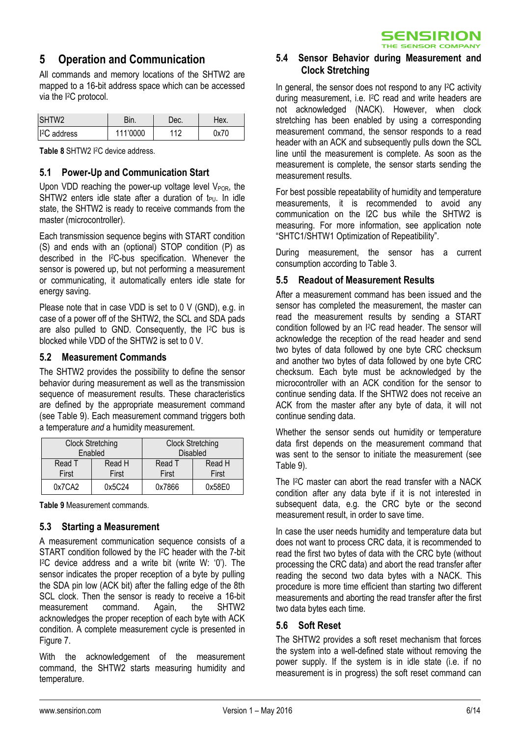# 5 Operation and Communication

All commands and memory locations of the SHTW2 are mapped to a 16-bit address space which can be accessed via the I²C protocol.

| SHTW2 | Bin. | Dec. | Hex. |
|---|---|---|---|
| I²C address | 111'0000 | 112 | 0x70 |

**Table 8** SHTW2 I²C device address.

## 5.1 Power-Up and Communication Start

Upon VDD reaching the power-up voltage level $V_{POR}$, the SHTW2 enters idle state after a duration of $t_{PU}$. In idle state, the SHTW2 is ready to receive commands from the master (microcontroller).

Each transmission sequence begins with START condition (S) and ends with an (optional) STOP condition (P) as described in the I²C-bus specification. Whenever the sensor is powered up, but not performing a measurement or communicating, it automatically enters idle state for energy saving.

Please note that in case VDD is set to 0 V (GND), e.g. in case of a power off of the SHTW2, the SCL and SDA pads are also pulled to GND. Consequently, the I²C bus is blocked while VDD of the SHTW2 is set to 0 V.

## 5.2 Measurement Commands

The SHTW2 provides the possibility to define the sensor behavior during measurement as well as the transmission sequence of measurement results. These characteristics are defined by the appropriate measurement command (see Table 9). Each measurement command triggers both a temperature *and* a humidity measurement.

| Clock Stretching Enabled | | Clock Stretching Disabled | |
|---|---|---|---|
| Read T First | Read H First | Read T First | Read H First |
| 0x7CA2 | 0x5C24 | 0x7866 | 0x58E0 |

**Table 9** Measurement commands.

## 5.3 Starting a Measurement

A measurement communication sequence consists of a START condition followed by the I²C header with the 7-bit I²C device address and a write bit (write W: '0'). The sensor indicates the proper reception of a byte by pulling the SDA pin low (ACK bit) after the falling edge of the 8th SCL clock. Then the sensor is ready to receive a 16-bit measurement command. Again, the SHTW2 acknowledges the proper reception of each byte with ACK condition. A complete measurement cycle is presented in Figure 7.

With the acknowledgement of the measurement command, the SHTW2 starts measuring humidity and temperature.

## 5.4 Sensor Behavior during Measurement and Clock Stretching

In general, the sensor does not respond to any I²C activity during measurement, i.e. I²C read and write headers are not acknowledged (NACK). However, when clock stretching has been enabled by using a corresponding measurement command, the sensor responds to a read header with an ACK and subsequently pulls down the SCL line until the measurement is complete. As soon as the measurement is complete, the sensor starts sending the measurement results.

For best possible repeatability of humidity and temperature measurements, it is recommended to avoid any communication on the I2C bus while the SHTW2 is measuring. For more information, see application note "SHTC1/SHTW1 Optimization of Repeatability".

During measurement, the sensor has a current consumption according to Table 3.

## 5.5 Readout of Measurement Results

After a measurement command has been issued and the sensor has completed the measurement, the master can read the measurement results by sending a START condition followed by an I²C read header. The sensor will acknowledge the reception of the read header and send two bytes of data followed by one byte CRC checksum and another two bytes of data followed by one byte CRC checksum. Each byte must be acknowledged by the microcontroller with an ACK condition for the sensor to continue sending data. If the SHTW2 does not receive an ACK from the master after any byte of data, it will not continue sending data.

Whether the sensor sends out humidity or temperature data first depends on the measurement command that was sent to the sensor to initiate the measurement (see Table 9).

The I²C master can abort the read transfer with a NACK condition after any data byte if it is not interested in subsequent data, e.g. the CRC byte or the second measurement result, in order to save time.

In case the user needs humidity and temperature data but does not want to process CRC data, it is recommended to read the first two bytes of data with the CRC byte (without processing the CRC data) and abort the read transfer after reading the second two data bytes with a NACK. This procedure is more time efficient than starting two different measurements and aborting the read transfer after the first two data bytes each time.

## 5.6 Soft Reset

The SHTW2 provides a soft reset mechanism that forces the system into a well-defined state without removing the power supply. If the system is in idle state (i.e. if no measurement is in progress) the soft reset command can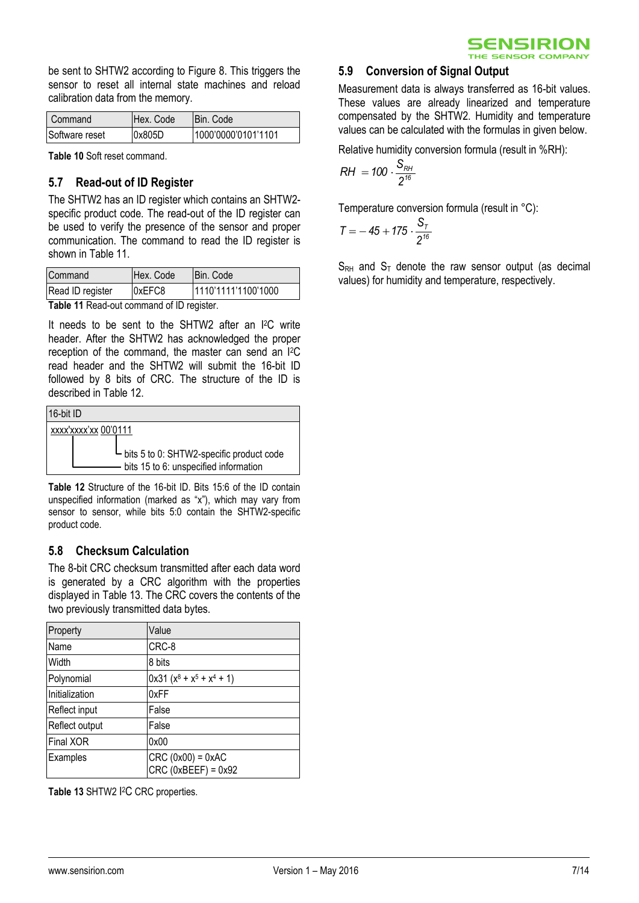be sent to SHTW2 according to Figure 8. This triggers the sensor to reset all internal state machines and reload calibration data from the memory.

| Command | Hex. Code | Bin. Code |
| --- | --- | --- |
| Software reset | 0x805D | 1000'0000'0101'1101 |

**Table 10** Soft reset command.

### 5.7 Read-out of ID Register

The SHTW2 has an ID register which contains an SHTW2-specific product code. The read-out of the ID register can be used to verify the presence of the sensor and proper communication. The command to read the ID register is shown in Table 11.

| Command | Hex. Code | Bin. Code |
| --- | --- | --- |
| Read ID register | 0xEFC8 | 1110'1111'1100'1000 |

**Table 11** Read-out command of ID register.

It needs to be sent to the SHTW2 after an I²C write header. After the SHTW2 has acknowledged the proper reception of the command, the master can send an I²C read header and the SHTW2 will submit the 16-bit ID followed by 8 bits of CRC. The structure of the ID is described in Table 12.

| 16-bit ID |
| --- |
| xxxx'xxxx'xx 00'0111<br>bits 5 to 0: SHTW2-specific product code<br>bits 15 to 6: unspecified information |

**Table 12** Structure of the 16-bit ID. Bits 15:6 of the ID contain unspecified information (marked as "x"), which may vary from sensor to sensor, while bits 5:0 contain the SHTW2-specific product code.

### 5.8 Checksum Calculation

The 8-bit CRC checksum transmitted after each data word is generated by a CRC algorithm with the properties displayed in Table 13. The CRC covers the contents of the two previously transmitted data bytes.

| Property | Value |
| --- | --- |
| Name | CRC-8 |
| Width | 8 bits |
| Polynomial | 0x31 ($x^8 + x^5 + x^4 + 1$) |
| Initialization | 0xFF |
| Reflect input | False |
| Reflect output | False |
| Final XOR | 0x00 |
| Examples | CRC (0x00) = 0xAC<br>CRC (0xBEEF) = 0x92 |

**Table 13** SHTW2 I²C CRC properties.

### 5.9 Conversion of Signal Output

Measurement data is always transferred as 16-bit values. These values are already linearized and temperature compensated by the SHTW2. Humidity and temperature values can be calculated with the formulas in given below.

Relative humidity conversion formula (result in %RH):

$$RH = 100 \cdot \frac{S_{RH}}{2^{16}}$$

Temperature conversion formula (result in °C):

$$T = -45 + 175 \cdot \frac{S_T}{2^{16}}$$

$S_{RH}$ and $S_T$ denote the raw sensor output (as decimal values) for humidity and temperature, respectively.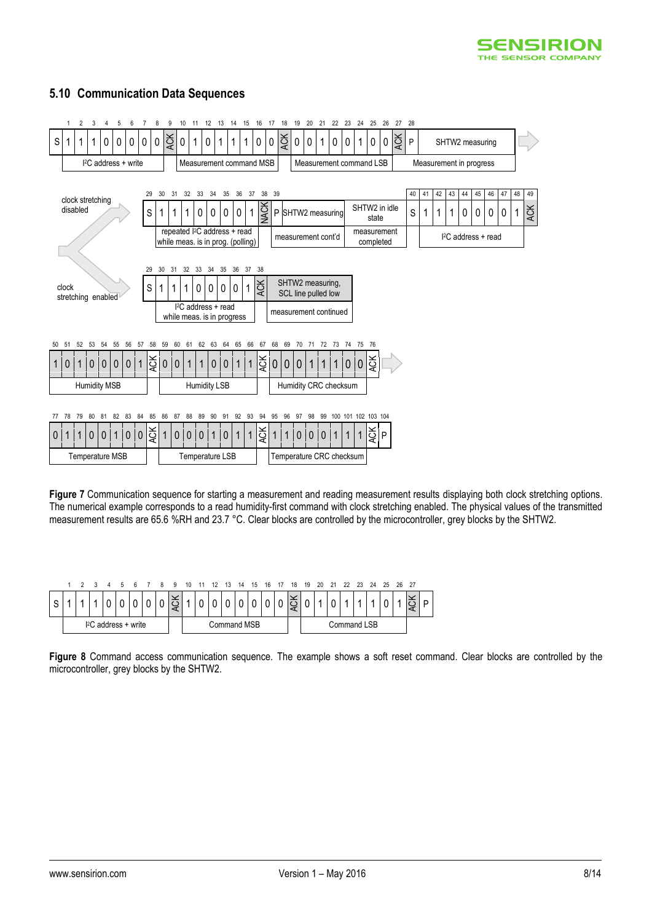## 5.10 Communication Data Sequences

**Figure 7** Communication sequence for starting a measurement and reading measurement results displaying both clock stretching options. The numerical example corresponds to a read humidity-first command with clock stretching enabled. The physical values of the transmitted measurement results are 65.6 %RH and 23.7 °C. Clear blocks are controlled by the microcontroller, grey blocks by the SHTW2.

**Figure 8** Command access communication sequence. The example shows a soft reset command. Clear blocks are controlled by the microcontroller, grey blocks by the SHTW2.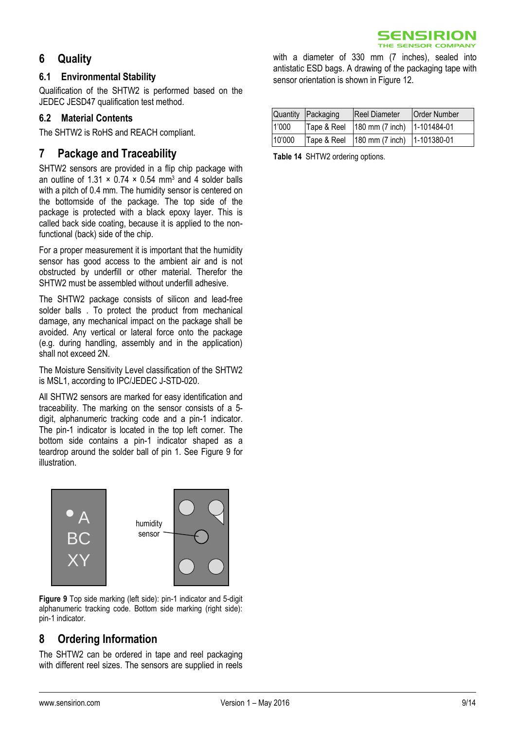# 6 Quality

## 6.1 Environmental Stability

Qualification of the SHTW2 is performed based on the JEDEC JESD47 qualification test method.

## 6.2 Material Contents

The SHTW2 is RoHS and REACH compliant.

# 7 Package and Traceability

SHTW2 sensors are provided in a flip chip package with an outline of 1.31 × 0.74 × 0.54 mm$^3$ and 4 solder balls with a pitch of 0.4 mm. The humidity sensor is centered on the bottomside of the package. The top side of the package is protected with a black epoxy layer. This is called back side coating, because it is applied to the non-functional (back) side of the chip.

For a proper measurement it is important that the humidity sensor has good access to the ambient air and is not obstructed by underfill or other material. Therefor the SHTW2 must be assembled without underfill adhesive.

The SHTW2 package consists of silicon and lead-free solder balls . To protect the product from mechanical damage, any mechanical impact on the package shall be avoided. Any vertical or lateral force onto the package (e.g. during handling, assembly and in the application) shall not exceed 2N.

The Moisture Sensitivity Level classification of the SHTW2 is MSL1, according to IPC/JEDEC J-STD-020.

All SHTW2 sensors are marked for easy identification and traceability. The marking on the sensor consists of a 5-digit, alphanumeric tracking code and a pin-1 indicator. The pin-1 indicator is located in the top left corner. The bottom side contains a pin-1 indicator shaped as a teardrop around the solder ball of pin 1. See Figure 9 for illustration.

**Figure 9** Top side marking (left side): pin-1 indicator and 5-digit alphanumeric tracking code. Bottom side marking (right side): pin-1 indicator.

# 8 Ordering Information

The SHTW2 can be ordered in tape and reel packaging with different reel sizes. The sensors are supplied in reels with a diameter of 330 mm (7 inches), sealed into antistatic ESD bags. A drawing of the packaging tape with sensor orientation is shown in Figure 12.

| Quantity | Packaging | Reel Diameter | Order Number |
|---|---|---|---|
| 1'000 | Tape & Reel | 180 mm (7 inch) | 1-101484-01 |
| 10'000 | Tape & Reel | 180 mm (7 inch) | 1-101380-01 |

**Table 14** SHTW2 ordering options.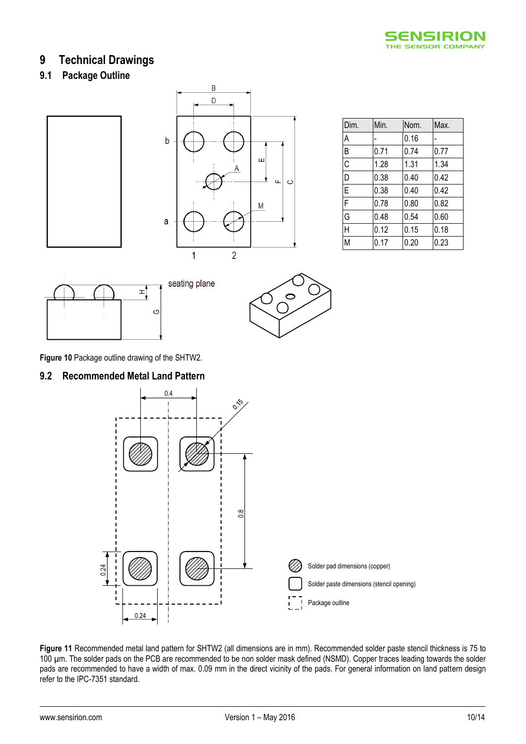# 9 Technical Drawings

## 9.1 Package Outline

| Dim. | Min. | Nom. | Max. |
|---|---|---|---|
| A | - | 0.16 | - |
| B | 0.71 | 0.74 | 0.77 |
| C | 1.28 | 1.31 | 1.34 |
| D | 0.38 | 0.40 | 0.42 |
| E | 0.38 | 0.40 | 0.42 |
| F | 0.78 | 0.80 | 0.82 |
| G | 0.48 | 0.54 | 0.60 |
| H | 0.12 | 0.15 | 0.18 |
| M | 0.17 | 0.20 | 0.23 |

**Figure 10** Package outline drawing of the SHTW2.

## 9.2 Recommended Metal Land Pattern

**Figure 11** Recommended metal land pattern for SHTW2 (all dimensions are in mm). Recommended solder paste stencil thickness is 75 to 100 µm. The solder pads on the PCB are recommended to be non solder mask defined (NSMD). Copper traces leading towards the solder pads are recommended to have a width of max. 0.09 mm in the direct vicinity of the pads. For general information on land pattern design refer to the IPC-7351 standard.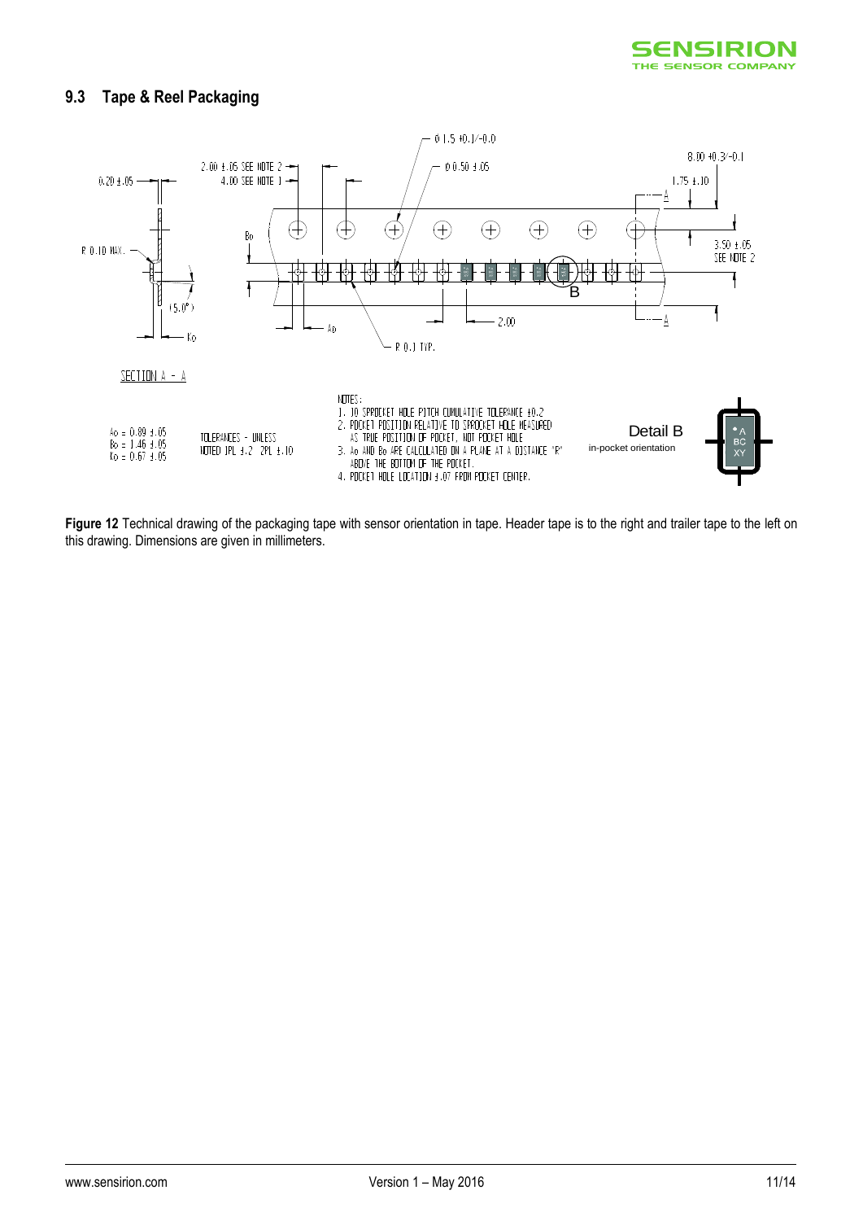## 9.3 Tape & Reel Packaging

**Figure 12** Technical drawing of the packaging tape with sensor orientation in tape. Header tape is to the right and trailer tape to the left on this drawing. Dimensions are given in millimeters.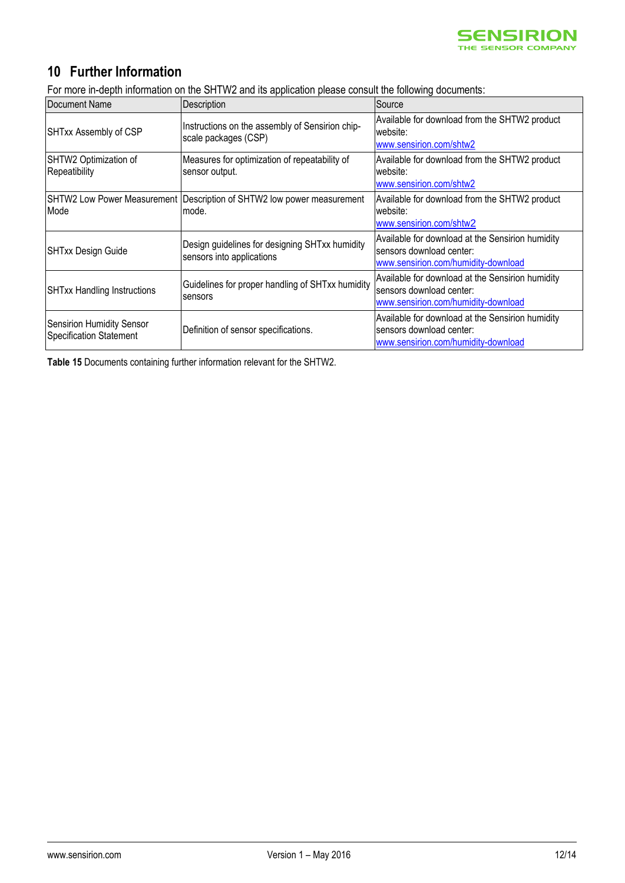## 10 Further Information

For more in-depth information on the SHTW2 and its application please consult the following documents:

| Document Name | Description | Source |
| --- | --- | --- |
| SHTxx Assembly of CSP | Instructions on the assembly of Sensirion chip-scale packages (CSP) | Available for download from the SHTW2 product website: www.sensirion.com/shtw2 |
| SHTW2 Optimization of Repeatability | Measures for optimization of repeatability of sensor output. | Available for download from the SHTW2 product website: www.sensirion.com/shtw2 |
| SHTW2 Low Power Measurement Mode | Description of SHTW2 low power measurement mode. | Available for download from the SHTW2 product website: www.sensirion.com/shtw2 |
| SHTxx Design Guide | Design guidelines for designing SHTxx humidity sensors into applications | Available for download at the Sensirion humidity sensors download center: www.sensirion.com/humidity-download |
| SHTxx Handling Instructions | Guidelines for proper handling of SHTxx humidity sensors | Available for download at the Sensirion humidity sensors download center: www.sensirion.com/humidity-download |
| Sensirion Humidity Sensor Specification Statement | Definition of sensor specifications. | Available for download at the Sensirion humidity sensors download center: www.sensirion.com/humidity-download |

**Table 15** Documents containing further information relevant for the SHTW2.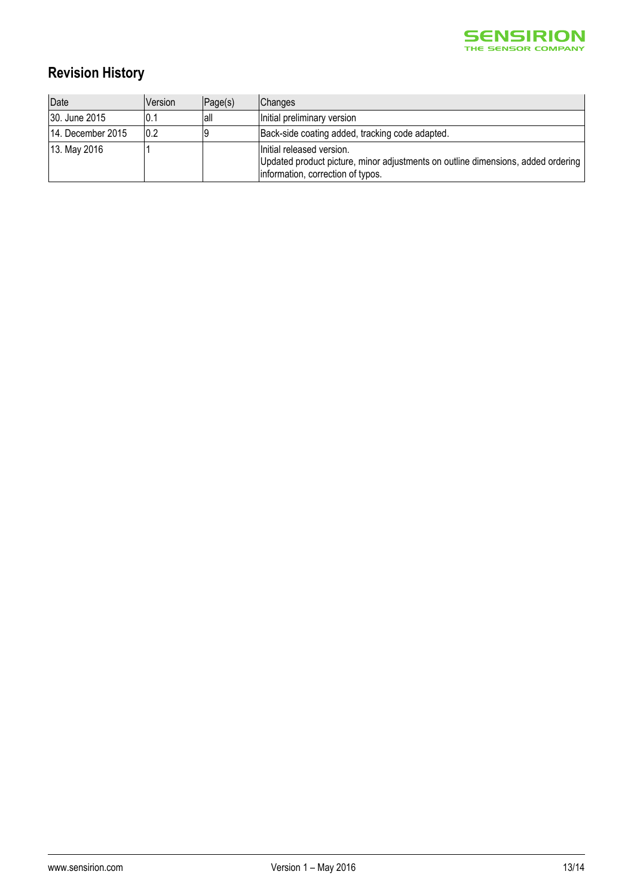## Revision History

| Date | Version | Page(s) | Changes |
|---|---|---|---|
| 30. June 2015 | 0.1 | all | Initial preliminary version |
| 14. December 2015 | 0.2 | 9 | Back-side coating added, tracking code adapted. |
| 13. May 2016 | 1 | | Initial released version.<br>Updated product picture, minor adjustments on outline dimensions, added ordering information, correction of typos. |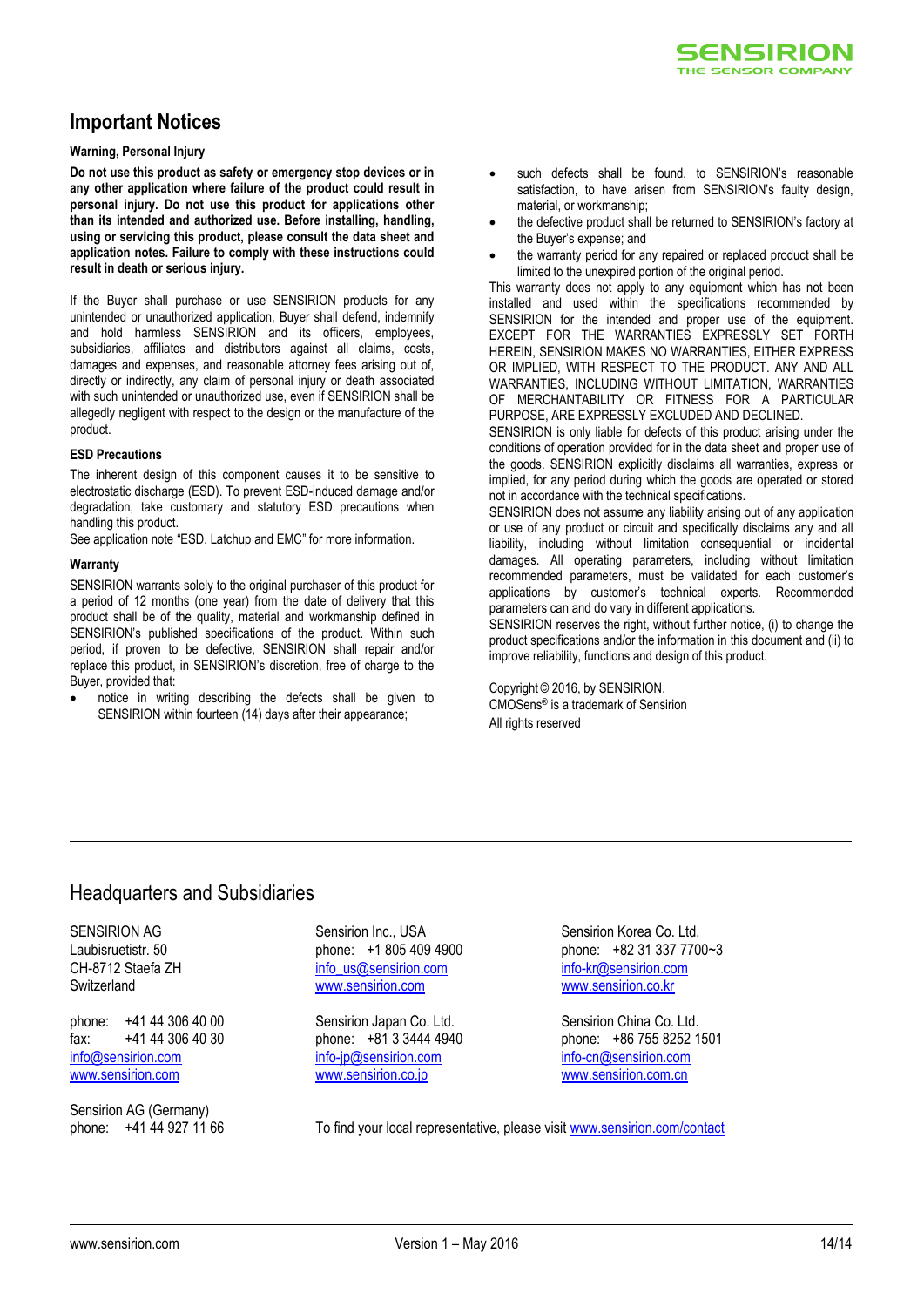## Important Notices

### Warning, Personal Injury

**Do not use this product as safety or emergency stop devices or in any other application where failure of the product could result in personal injury. Do not use this product for applications other than its intended and authorized use. Before installing, handling, using or servicing this product, please consult the data sheet and application notes. Failure to comply with these instructions could result in death or serious injury.**

If the Buyer shall purchase or use SENSIRION products for any unintended or unauthorized application, Buyer shall defend, indemnify and hold harmless SENSIRION and its officers, employees, subsidiaries, affiliates and distributors against all claims, costs, damages and expenses, and reasonable attorney fees arising out of, directly or indirectly, any claim of personal injury or death associated with such unintended or unauthorized use, even if SENSIRION shall be allegedly negligent with respect to the design or the manufacture of the product.

### ESD Precautions

The inherent design of this component causes it to be sensitive to electrostatic discharge (ESD). To prevent ESD-induced damage and/or degradation, take customary and statutory ESD precautions when handling this product.

See application note "ESD, Latchup and EMC" for more information.

### Warranty

SENSIRION warrants solely to the original purchaser of this product for a period of 12 months (one year) from the date of delivery that this product shall be of the quality, material and workmanship defined in SENSIRION's published specifications of the product. Within such period, if proven to be defective, SENSIRION shall repair and/or replace this product, in SENSIRION's discretion, free of charge to the Buyer, provided that:

- notice in writing describing the defects shall be given to SENSIRION within fourteen (14) days after their appearance;
- such defects shall be found, to SENSIRION's reasonable satisfaction, to have arisen from SENSIRION's faulty design, material, or workmanship;
- the defective product shall be returned to SENSIRION's factory at the Buyer's expense; and
- the warranty period for any repaired or replaced product shall be limited to the unexpired portion of the original period.

This warranty does not apply to any equipment which has not been installed and used within the specifications recommended by SENSIRION for the intended and proper use of the equipment. EXCEPT FOR THE WARRANTIES EXPRESSLY SET FORTH HEREIN, SENSIRION MAKES NO WARRANTIES, EITHER EXPRESS OR IMPLIED, WITH RESPECT TO THE PRODUCT. ANY AND ALL WARRANTIES, INCLUDING WITHOUT LIMITATION, WARRANTIES OF MERCHANTABILITY OR FITNESS FOR A PARTICULAR PURPOSE, ARE EXPRESSLY EXCLUDED AND DECLINED.

SENSIRION is only liable for defects of this product arising under the conditions of operation provided for in the data sheet and proper use of the goods. SENSIRION explicitly disclaims all warranties, express or implied, for any period during which the goods are operated or stored not in accordance with the technical specifications.

SENSIRION does not assume any liability arising out of any application or use of any product or circuit and specifically disclaims any and all liability, including without limitation consequential or incidental damages. All operating parameters, including without limitation recommended parameters, must be validated for each customer's applications by customer's technical experts. Recommended parameters can and do vary in different applications.

SENSIRION reserves the right, without further notice, (i) to change the product specifications and/or the information in this document and (ii) to improve reliability, functions and design of this product.

Copyright © 2016, by SENSIRION.
CMOSens® is a trademark of Sensirion
All rights reserved

## Headquarters and Subsidiaries

SENSIRION AG
Laubisruetistr. 50
CH-8712 Staefa ZH
Switzerland

phone: +41 44 306 40 00
fax: +41 44 306 40 30
info@sensirion.com
www.sensirion.com

Sensirion AG (Germany)
phone: +41 44 927 11 66

Sensirion Inc., USA
phone: +1 805 409 4900
info_us@sensirion.com
www.sensirion.com

Sensirion Japan Co. Ltd.
phone: +81 3 3444 4940
info-jp@sensirion.com
www.sensirion.co.jp

Sensirion Korea Co. Ltd.
phone: +82 31 337 7700~3
info-kr@sensirion.com
www.sensirion.co.kr

Sensirion China Co. Ltd.
phone: +86 755 8252 1501
info-cn@sensirion.com
www.sensirion.com.cn

To find your local representative, please visit www.sensirion.com/contact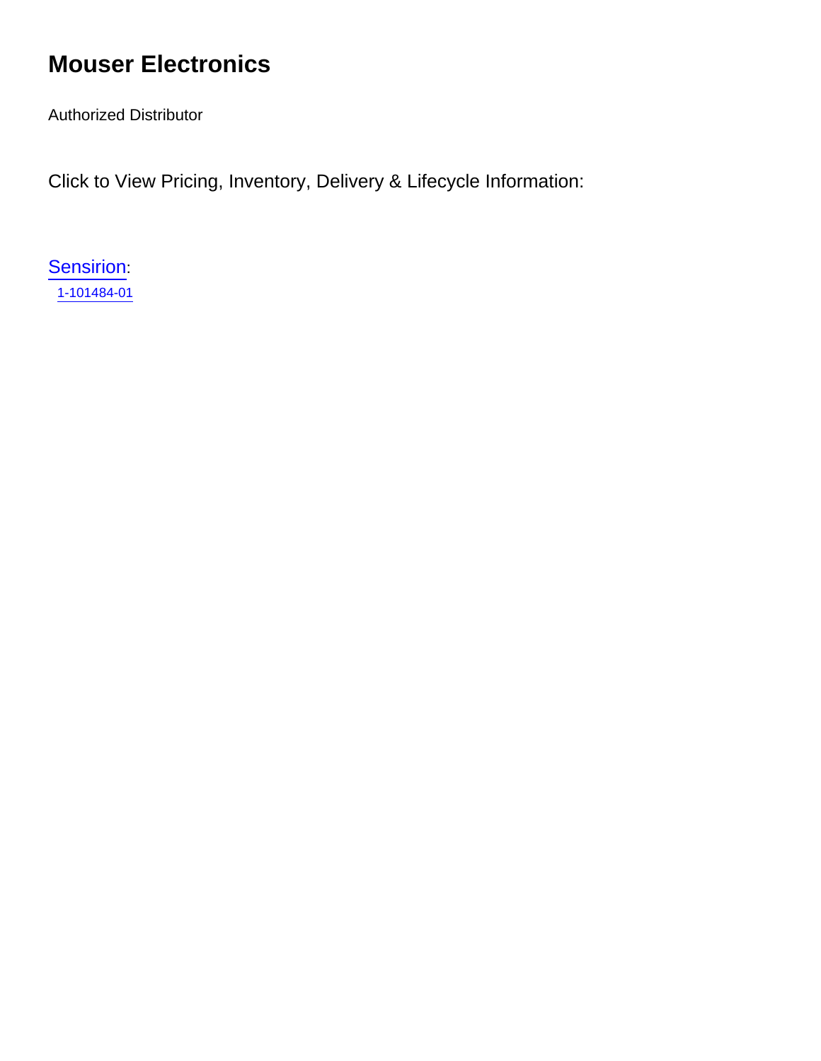# Mouser Electronics

Authorized Distributor

Click to View Pricing, Inventory, Delivery & Lifecycle Information:

Sensirion:

1-101484-01